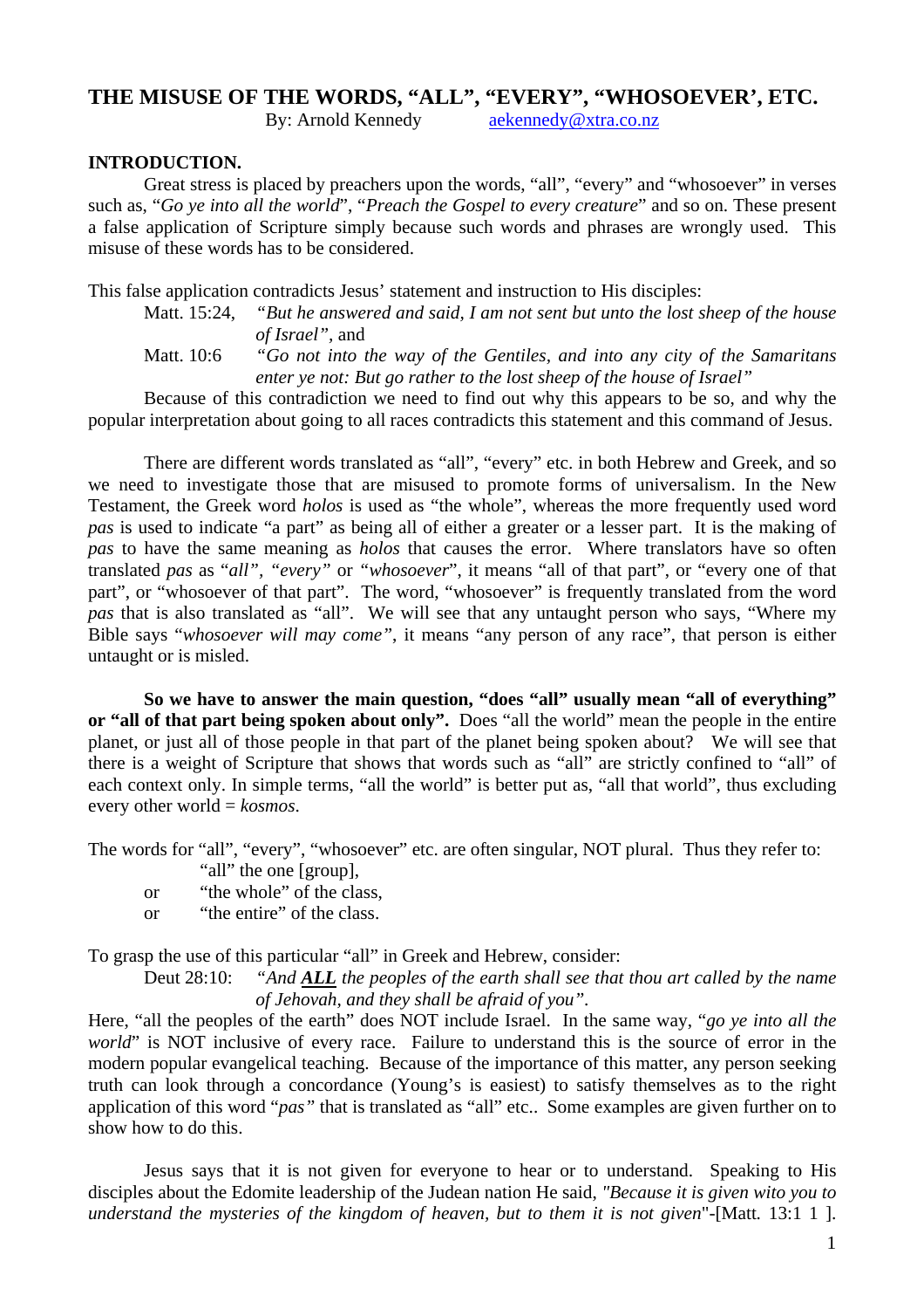# THE MISUSE OF THE WORDS, "ALL", "EVERY", "WHOSOEVER', ETC.

By: Arnold Kennedy aekennedy@xtra.co.nz

## INTRODUCTION.

Great stress is placed by preachers upon the words, "all", "every" and "whosoever" in verses such as, "*Go ye into all the world*", "*Preach the Gospel to every creature*" and so on. These present a false application of Scripture simply because such words and phrases are wrongly used. This misuse of these words has to be considered.

This false application contradicts Jesus' statement and instruction to His disciples:

Matt. 15:24, *"But he answered and said, I am not sent but unto the lost sheep of the house of Israel"*, and

Matt. 10:6 *"Go not into the way of the Gentiles, and into any city of the Samaritans enter ye not: But go rather to the lost sheep of the house of Israel"*

Because of this contradiction we need to find out why this appears to be so, and why the popular interpretation about going to all races contradicts this statement and this command of Jesus.

There are different words translated as "all", "every" etc. in both Hebrew and Greek, and so we need to investigate those that are misused to promote forms of universalism. In the New Testament, the Greek word *holos* is used as "the whole", whereas the more frequently used word *pas* is used to indicate "a part" as being all of either a greater or a lesser part. It is the making of *pas* to have the same meaning as *holos* that causes the error. Where translators have so often translated *pas* as "*all*", "*every*" or "*whosoever*", it means "all of that part", or "every one of that part", or "whosoever of that part". The word, "whosoever" is frequently translated from the word *pas* that is also translated as "all". We will see that any untaught person who says, "Where my Bible says "*whosoever will may come*", it means "any person of any race", that person is either untaught or is misled.

**So we have to answer the main question, "does "all" usually mean "all of everything" or "all of that part being spoken about only".** Does "all the world" mean the people in the entire planet, or just all of those people in that part of the planet being spoken about? We will see that there is a weight of Scripture that shows that words such as "all" are strictly confined to "all" of each context only. In simple terms, "all the world" is better put as, "all that world", thus excluding every other world = *kosmos.*

The words for "all", "every", "whosoever" etc. are often singular, NOT plural. Thus they refer to:

"all" the one [group],
or "the whole" of the class,
or "the entire" of the class.

To grasp the use of this particular "all" in Greek and Hebrew, consider:

Deut 28:10: *"And **ALL** the peoples of the earth shall see that thou art called by the name of Jehovah, and they shall be afraid of you"*.

Here, "all the peoples of the earth" does NOT include Israel. In the same way, "*go ye into all the world*" is NOT inclusive of every race. Failure to understand this is the source of error in the modern popular evangelical teaching. Because of the importance of this matter, any person seeking truth can look through a concordance (Young's is easiest) to satisfy themselves as to the right application of this word "*pas"* that is translated as "all" etc.. Some examples are given further on to show how to do this.

Jesus says that it is not given for everyone to hear or to understand. Speaking to His disciples about the Edomite leadership of the Judean nation He said, *"Because it is given wito you to understand the mysteries of the kingdom of heaven, but to them it is not given*"-[Matt. 13:1 1 ].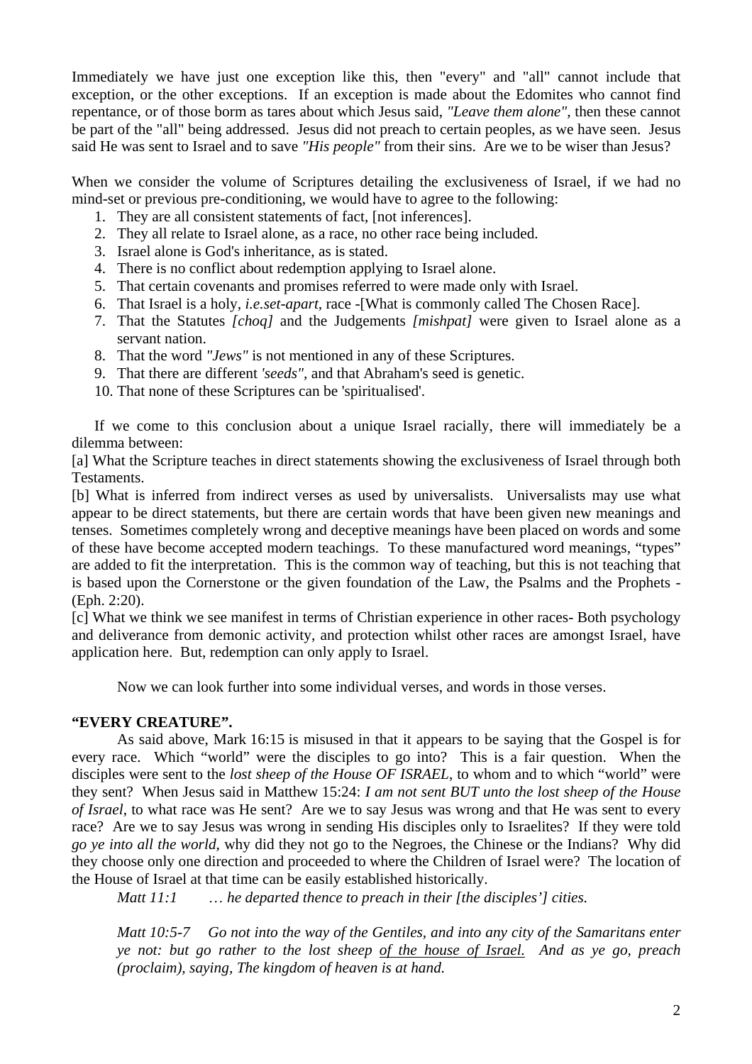Immediately we have just one exception like this, then "every" and "all" cannot include that exception, or the other exceptions. If an exception is made about the Edomites who cannot find repentance, or of those borm as tares about which Jesus said, *"Leave them alone"*, then these cannot be part of the "all" being addressed. Jesus did not preach to certain peoples, as we have seen. Jesus said He was sent to Israel and to save *"His people"* from their sins. Are we to be wiser than Jesus?

When we consider the volume of Scriptures detailing the exclusiveness of Israel, if we had no mind-set or previous pre-conditioning, we would have to agree to the following:

1. They are all consistent statements of fact, [not inferences].
2. They all relate to Israel alone, as a race, no other race being included.
3. Israel alone is God's inheritance, as is stated.
4. There is no conflict about redemption applying to Israel alone.
5. That certain covenants and promises referred to were made only with Israel.
6. That Israel is a holy, *i.e.set-apart*, race -[What is commonly called The Chosen Race].
7. That the Statutes *[choq]* and the Judgements *[mishpat]* were given to Israel alone as a servant nation.
8. That the word *"Jews"* is not mentioned in any of these Scriptures.
9. That there are different *'seeds"*, and that Abraham's seed is genetic.
10. That none of these Scriptures can be 'spiritualised'.

If we come to this conclusion about a unique Israel racially, there will immediately be a dilemma between:

[a] What the Scripture teaches in direct statements showing the exclusiveness of Israel through both Testaments.

[b] What is inferred from indirect verses as used by universalists. Universalists may use what appear to be direct statements, but there are certain words that have been given new meanings and tenses. Sometimes completely wrong and deceptive meanings have been placed on words and some of these have become accepted modern teachings. To these manufactured word meanings, "types" are added to fit the interpretation. This is the common way of teaching, but this is not teaching that is based upon the Cornerstone or the given foundation of the Law, the Psalms and the Prophets - (Eph. 2:20).

[c] What we think we see manifest in terms of Christian experience in other races- Both psychology and deliverance from demonic activity, and protection whilst other races are amongst Israel, have application here. But, redemption can only apply to Israel.

Now we can look further into some individual verses, and words in those verses.

**"EVERY CREATURE".**

As said above, Mark 16:15 is misused in that it appears to be saying that the Gospel is for every race. Which "world" were the disciples to go into? This is a fair question. When the disciples were sent to the *lost sheep of the House OF ISRAEL*, to whom and to which "world" were they sent? When Jesus said in Matthew 15:24: *I am not sent BUT unto the lost sheep of the House of Israel*, to what race was He sent? Are we to say Jesus was wrong and that He was sent to every race? Are we to say Jesus was wrong in sending His disciples only to Israelites? If they were told *go ye into all the world*, why did they not go to the Negroes, the Chinese or the Indians? Why did they choose only one direction and proceeded to where the Children of Israel were? The location of the House of Israel at that time can be easily established historically.

*Matt 11:1 … he departed thence to preach in their [the disciples'] cities.*

*Matt 10:5-7 Go not into the way of the Gentiles, and into any city of the Samaritans enter ye not: but go rather to the lost sheep <u>of the house of Israel.</u> And as ye go, preach (proclaim), saying, The kingdom of heaven is at hand.*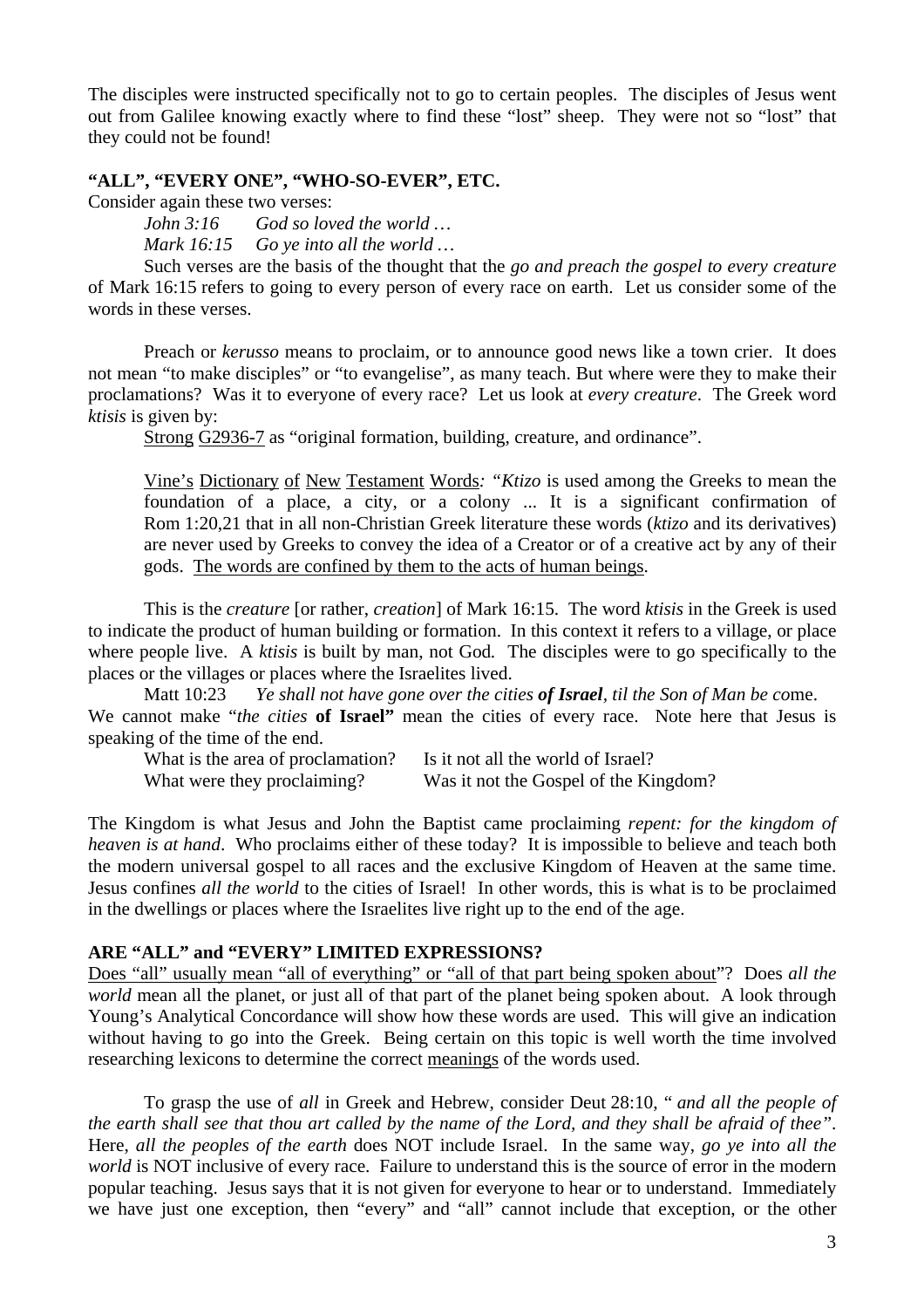The disciples were instructed specifically not to go to certain peoples. The disciples of Jesus went out from Galilee knowing exactly where to find these "lost" sheep. They were not so "lost" that they could not be found!

**"ALL", "EVERY ONE", "WHO-SO-EVER", ETC.**

Consider again these two verses:

*John 3:16* *God so loved the world …*
*Mark 16:15* *Go ye into all the world …*

Such verses are the basis of the thought that the *go and preach the gospel to every creature* of Mark 16:15 refers to going to every person of every race on earth. Let us consider some of the words in these verses.

Preach or *kerusso* means to proclaim, or to announce good news like a town crier. It does not mean "to make disciples" or "to evangelise", as many teach. But where were they to make their proclamations? Was it to everyone of every race? Let us look at *every creature*. The Greek word *ktisis* is given by:

Strong G2936-7 as "original formation, building, creature, and ordinance".

Vine's Dictionary of New Testament Words*: "Ktizo* is used among the Greeks to mean the foundation of a place, a city, or a colony ... It is a significant confirmation of Rom 1:20,21 that in all non-Christian Greek literature these words (*ktizo* and its derivatives) are never used by Greeks to convey the idea of a Creator or of a creative act by any of their gods. The words are confined by them to the acts of human beings.

This is the *creature* [or rather, *creation*] of Mark 16:15. The word *ktisis* in the Greek is used to indicate the product of human building or formation. In this context it refers to a village, or place where people live. A *ktisis* is built by man, not God. The disciples were to go specifically to the places or the villages or places where the Israelites lived.

Matt 10:23 *Ye shall not have gone over the cities **of Israel**, til the Son of Man be co*me.

We cannot make "*the cities* **of Israel"** mean the cities of every race. Note here that Jesus is speaking of the time of the end.

| What is the area of proclamation? | Is it not all the world of Israel? |
|---|---|
| What were they proclaiming? | Was it not the Gospel of the Kingdom? |

The Kingdom is what Jesus and John the Baptist came proclaiming *repent: for the kingdom of heaven is at hand*. Who proclaims either of these today? It is impossible to believe and teach both the modern universal gospel to all races and the exclusive Kingdom of Heaven at the same time. Jesus confines *all the world* to the cities of Israel! In other words, this is what is to be proclaimed in the dwellings or places where the Israelites live right up to the end of the age.

**ARE "ALL" and "EVERY" LIMITED EXPRESSIONS?**

Does "all" usually mean "all of everything" or "all of that part being spoken about"? Does *all the world* mean all the planet, or just all of that part of the planet being spoken about. A look through Young's Analytical Concordance will show how these words are used. This will give an indication without having to go into the Greek. Being certain on this topic is well worth the time involved researching lexicons to determine the correct meanings of the words used.

To grasp the use of *all* in Greek and Hebrew, consider Deut 28:10, " *and all the people of the earth shall see that thou art called by the name of the Lord, and they shall be afraid of thee"*. Here, *all the peoples of the earth* does NOT include Israel. In the same way, *go ye into all the world* is NOT inclusive of every race. Failure to understand this is the source of error in the modern popular teaching. Jesus says that it is not given for everyone to hear or to understand. Immediately we have just one exception, then "every" and "all" cannot include that exception, or the other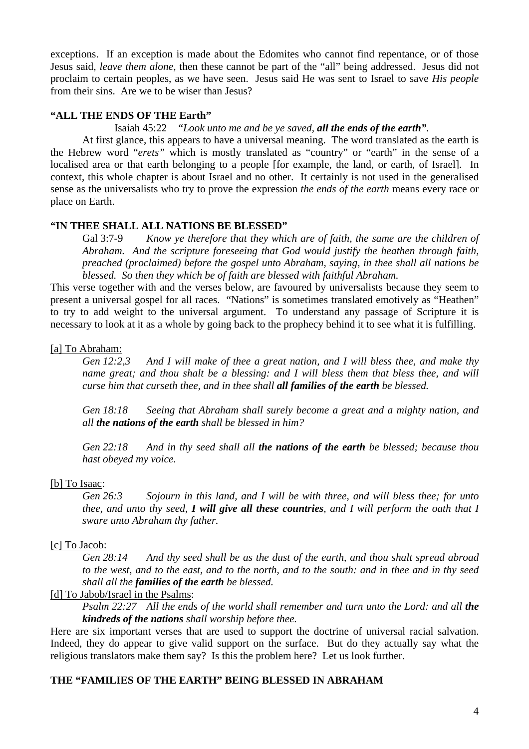exceptions. If an exception is made about the Edomites who cannot find repentance, or of those Jesus said, *leave them alone*, then these cannot be part of the "all" being addressed. Jesus did not proclaim to certain peoples, as we have seen. Jesus said He was sent to Israel to save *His people* from their sins. Are we to be wiser than Jesus?

**"ALL THE ENDS OF THE Earth"**

Isaiah 45:22 "*Look unto me and be ye saved, **all the ends of the earth"**.*

At first glance, this appears to have a universal meaning. The word translated as the earth is the Hebrew word "*erets"* which is mostly translated as "country" or "earth" in the sense of a localised area or that earth belonging to a people [for example, the land, or earth, of Israel]. In context, this whole chapter is about Israel and no other. It certainly is not used in the generalised sense as the universalists who try to prove the expression *the ends of the earth* means every race or place on Earth.

**"IN THEE SHALL ALL NATIONS BE BLESSED"**

> Gal 3:7-9 *Know ye therefore that they which are of faith, the same are the children of Abraham. And the scripture foreseeing that God would justify the heathen through faith, preached (proclaimed) before the gospel unto Abraham, saying, in thee shall all nations be blessed. So then they which be of faith are blessed with faithful Abraham.*

This verse together with and the verses below, are favoured by universalists because they seem to present a universal gospel for all races. "Nations" is sometimes translated emotively as "Heathen" to try to add weight to the universal argument. To understand any passage of Scripture it is necessary to look at it as a whole by going back to the prophecy behind it to see what it is fulfilling.

[a] To Abraham:

> *Gen 12:2,3 And I will make of thee a great nation, and I will bless thee, and make thy name great; and thou shalt be a blessing: and I will bless them that bless thee, and will curse him that curseth thee, and in thee shall **all families of the earth** be blessed.*
>
> *Gen 18:18 Seeing that Abraham shall surely become a great and a mighty nation, and all **the nations of the earth** shall be blessed in him?*
>
> *Gen 22:18 And in thy seed shall all **the nations of the earth** be blessed; because thou hast obeyed my voice.*

[b] To Isaac:

> *Gen 26:3 Sojourn in this land, and I will be with three, and will bless thee; for unto thee, and unto thy seed, **I will give all these countries**, and I will perform the oath that I sware unto Abraham thy father.*

[c] To Jacob:

> *Gen 28:14 And thy seed shall be as the dust of the earth, and thou shalt spread abroad to the west, and to the east, and to the north, and to the south: and in thee and in thy seed shall all the **families of the earth** be blessed.*

[d] To Jabob/Israel in the Psalms:

> *Psalm 22:27 All the ends of the world shall remember and turn unto the Lord: and all **the kindreds of the nations** shall worship before thee.*

Here are six important verses that are used to support the doctrine of universal racial salvation. Indeed, they do appear to give valid support on the surface. But do they actually say what the religious translators make them say? Is this the problem here? Let us look further.

**THE "FAMILIES OF THE EARTH" BEING BLESSED IN ABRAHAM**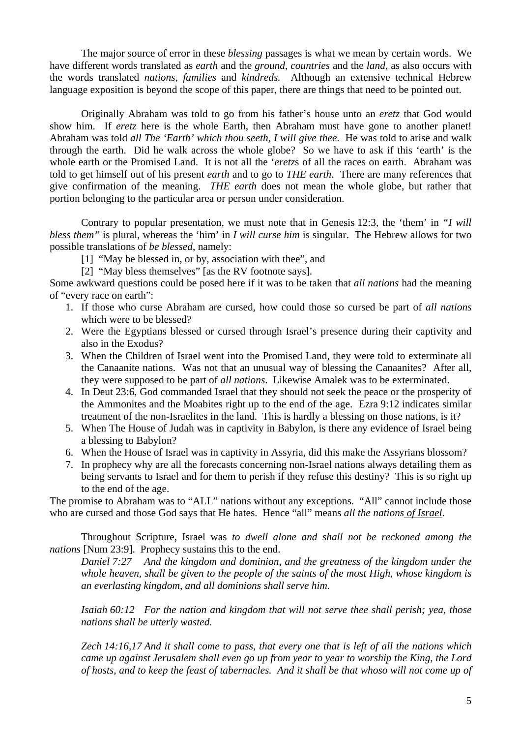The major source of error in these *blessing* passages is what we mean by certain words. We have different words translated as *earth* and the *ground*, *countries* and the *land*, as also occurs with the words translated *nations*, *families* and *kindreds.* Although an extensive technical Hebrew language exposition is beyond the scope of this paper, there are things that need to be pointed out.

Originally Abraham was told to go from his father's house unto an *eretz* that God would show him. If *eretz* here is the whole Earth, then Abraham must have gone to another planet! Abraham was told *all The 'Earth' which thou seeth, I will give thee*. He was told to arise and walk through the earth. Did he walk across the whole globe? So we have to ask if this 'earth' is the whole earth or the Promised Land. It is not all the '*eretz*s of all the races on earth. Abraham was told to get himself out of his present *earth* and to go to *THE earth*. There are many references that give confirmation of the meaning. *THE earth* does not mean the whole globe, but rather that portion belonging to the particular area or person under consideration.

Contrary to popular presentation, we must note that in Genesis 12:3, the 'them' in *"I will bless them"* is plural, whereas the 'him' in *I will curse him* is singular. The Hebrew allows for two possible translations of *be blessed*, namely:

[1] "May be blessed in, or by, association with thee", and

[2] "May bless themselves" [as the RV footnote says].

Some awkward questions could be posed here if it was to be taken that *all nations* had the meaning of "every race on earth":

1. If those who curse Abraham are cursed, how could those so cursed be part of *all nations* which were to be blessed?
2. Were the Egyptians blessed or cursed through Israel's presence during their captivity and also in the Exodus?
3. When the Children of Israel went into the Promised Land, they were told to exterminate all the Canaanite nations. Was not that an unusual way of blessing the Canaanites? After all, they were supposed to be part of *all nations*. Likewise Amalek was to be exterminated.
4. In Deut 23:6, God commanded Israel that they should not seek the peace or the prosperity of the Ammonites and the Moabites right up to the end of the age. Ezra 9:12 indicates similar treatment of the non-Israelites in the land. This is hardly a blessing on those nations, is it?
5. When The House of Judah was in captivity in Babylon, is there any evidence of Israel being a blessing to Babylon?
6. When the House of Israel was in captivity in Assyria, did this make the Assyrians blossom?
7. In prophecy why are all the forecasts concerning non-Israel nations always detailing them as being servants to Israel and for them to perish if they refuse this destiny? This is so right up to the end of the age.

The promise to Abraham was to "ALL" nations without any exceptions. "All" cannot include those who are cursed and those God says that He hates. Hence "all" means *all the nations of Israel*.

Throughout Scripture, Israel was *to dwell alone and shall not be reckoned among the nations* [Num 23:9]. Prophecy sustains this to the end.

*Daniel 7:27 And the kingdom and dominion, and the greatness of the kingdom under the whole heaven, shall be given to the people of the saints of the most High, whose kingdom is an everlasting kingdom, and all dominions shall serve him.*

*Isaiah 60:12 For the nation and kingdom that will not serve thee shall perish; yea, those nations shall be utterly wasted.*

*Zech 14:16,17 And it shall come to pass, that every one that is left of all the nations which came up against Jerusalem shall even go up from year to year to worship the King, the Lord of hosts, and to keep the feast of tabernacles. And it shall be that whoso will not come up of*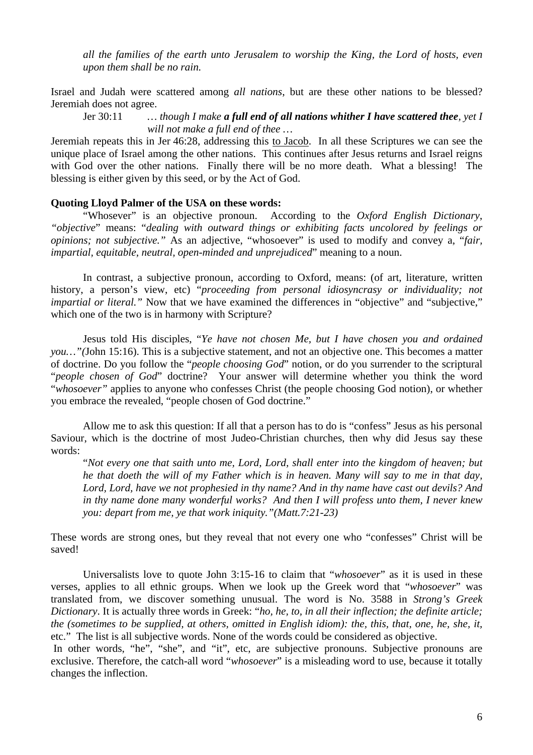*all the families of the earth unto Jerusalem to worship the King, the Lord of hosts, even upon them shall be no rain.*

Israel and Judah were scattered among *all nations*, but are these other nations to be blessed? Jeremiah does not agree.

> Jer 30:11 … *though I make **a full end of all nations whither I have scattered thee**, yet I will not make a full end of thee …*

Jeremiah repeats this in Jer 46:28, addressing this to Jacob. In all these Scriptures we can see the unique place of Israel among the other nations. This continues after Jesus returns and Israel reigns with God over the other nations. Finally there will be no more death. What a blessing! The blessing is either given by this seed, or by the Act of God.

**Quoting Lloyd Palmer of the USA on these words:**

"Whosever" is an objective pronoun. According to the *Oxford English Dictionary*, *"objective*" means: "*dealing with outward things or exhibiting facts uncolored by feelings or opinions; not subjective."* As an adjective, "whosoever" is used to modify and convey a, "*fair, impartial, equitable, neutral, open-minded and unprejudiced*" meaning to a noun.

In contrast, a subjective pronoun, according to Oxford, means: (of art, literature, written history, a person's view, etc) "*proceeding from personal idiosyncrasy or individuality; not impartial or literal."* Now that we have examined the differences in "objective" and "subjective," which one of the two is in harmony with Scripture?

Jesus told His disciples, "*Ye have not chosen Me, but I have chosen you and ordained you…"(*John 15:16). This is a subjective statement, and not an objective one. This becomes a matter of doctrine. Do you follow the "*people choosing God*" notion, or do you surrender to the scriptural "*people chosen of God*" doctrine? Your answer will determine whether you think the word "*whosoever"* applies to anyone who confesses Christ (the people choosing God notion), or whether you embrace the revealed, "people chosen of God doctrine."

Allow me to ask this question: If all that a person has to do is "confess" Jesus as his personal Saviour, which is the doctrine of most Judeo-Christian churches, then why did Jesus say these words:

> "*Not every one that saith unto me, Lord, Lord, shall enter into the kingdom of heaven; but he that doeth the will of my Father which is in heaven. Many will say to me in that day, Lord, Lord, have we not prophesied in thy name? And in thy name have cast out devils? And in thy name done many wonderful works? And then I will profess unto them, I never knew you: depart from me, ye that work iniquity."(Matt.7:21-23)*

These words are strong ones, but they reveal that not every one who "confesses" Christ will be saved!

Universalists love to quote John 3:15-16 to claim that "*whosoever*" as it is used in these verses, applies to all ethnic groups. When we look up the Greek word that "*whosoever*" was translated from, we discover something unusual. The word is No. 3588 in *Strong's Greek Dictionary*. It is actually three words in Greek: "*ho, he, to, in all their inflection; the definite article; the (sometimes to be supplied, at others, omitted in English idiom): the, this, that, one, he, she, it,* etc." The list is all subjective words. None of the words could be considered as objective.

In other words, "he", "she", and "it", etc, are subjective pronouns. Subjective pronouns are exclusive. Therefore, the catch-all word "*whosoever*" is a misleading word to use, because it totally changes the inflection.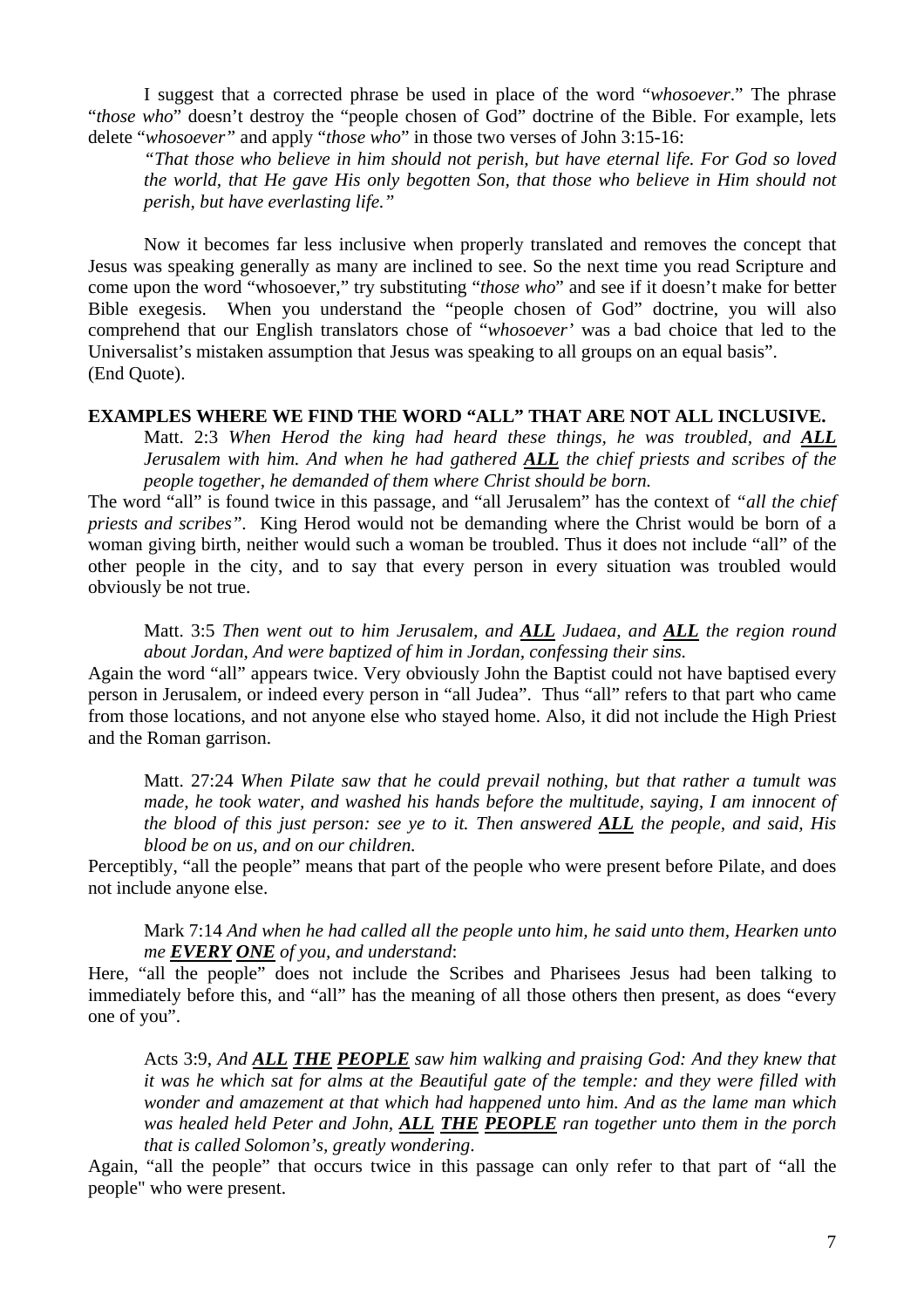I suggest that a corrected phrase be used in place of the word "*whosoever*." The phrase "*those who*" doesn't destroy the "people chosen of God" doctrine of the Bible. For example, lets delete "*whosoever"* and apply "*those who*" in those two verses of John 3:15-16:

> *"That those who believe in him should not perish, but have eternal life. For God so loved the world, that He gave His only begotten Son, that those who believe in Him should not perish, but have everlasting life."*

Now it becomes far less inclusive when properly translated and removes the concept that Jesus was speaking generally as many are inclined to see. So the next time you read Scripture and come upon the word "whosoever," try substituting "*those who*" and see if it doesn't make for better Bible exegesis. When you understand the "people chosen of God" doctrine, you will also comprehend that our English translators chose of "*whosoever'* was a bad choice that led to the Universalist's mistaken assumption that Jesus was speaking to all groups on an equal basis".
(End Quote).

**EXAMPLES WHERE WE FIND THE WORD "ALL" THAT ARE NOT ALL INCLUSIVE.**

> Matt. 2:3 *When Herod the king had heard these things, he was troubled, and **ALL** Jerusalem with him. And when he had gathered **ALL** the chief priests and scribes of the people together, he demanded of them where Christ should be born.*

The word "all" is found twice in this passage, and "all Jerusalem" has the context of *"all the chief priests and scribes"*. King Herod would not be demanding where the Christ would be born of a woman giving birth, neither would such a woman be troubled. Thus it does not include "all" of the other people in the city, and to say that every person in every situation was troubled would obviously be not true.

> Matt. 3:5 *Then went out to him Jerusalem, and **ALL** Judaea, and **ALL** the region round about Jordan, And were baptized of him in Jordan, confessing their sins.*

Again the word "all" appears twice. Very obviously John the Baptist could not have baptised every person in Jerusalem, or indeed every person in "all Judea". Thus "all" refers to that part who came from those locations, and not anyone else who stayed home. Also, it did not include the High Priest and the Roman garrison.

> Matt. 27:24 *When Pilate saw that he could prevail nothing, but that rather a tumult was made, he took water, and washed his hands before the multitude, saying, I am innocent of the blood of this just person: see ye to it. Then answered **ALL** the people, and said, His blood be on us, and on our children.*

Perceptibly, "all the people" means that part of the people who were present before Pilate, and does not include anyone else.

> Mark 7:14 *And when he had called all the people unto him, he said unto them, Hearken unto me **EVERY ONE** of you, and understand*:

Here, "all the people" does not include the Scribes and Pharisees Jesus had been talking to immediately before this, and "all" has the meaning of all those others then present, as does "every one of you".

> Acts 3:9, *And **ALL THE PEOPLE** saw him walking and praising God: And they knew that it was he which sat for alms at the Beautiful gate of the temple: and they were filled with wonder and amazement at that which had happened unto him. And as the lame man which was healed held Peter and John, **ALL THE PEOPLE** ran together unto them in the porch that is called Solomon's, greatly wondering*.

Again, "all the people" that occurs twice in this passage can only refer to that part of "all the people" who were present.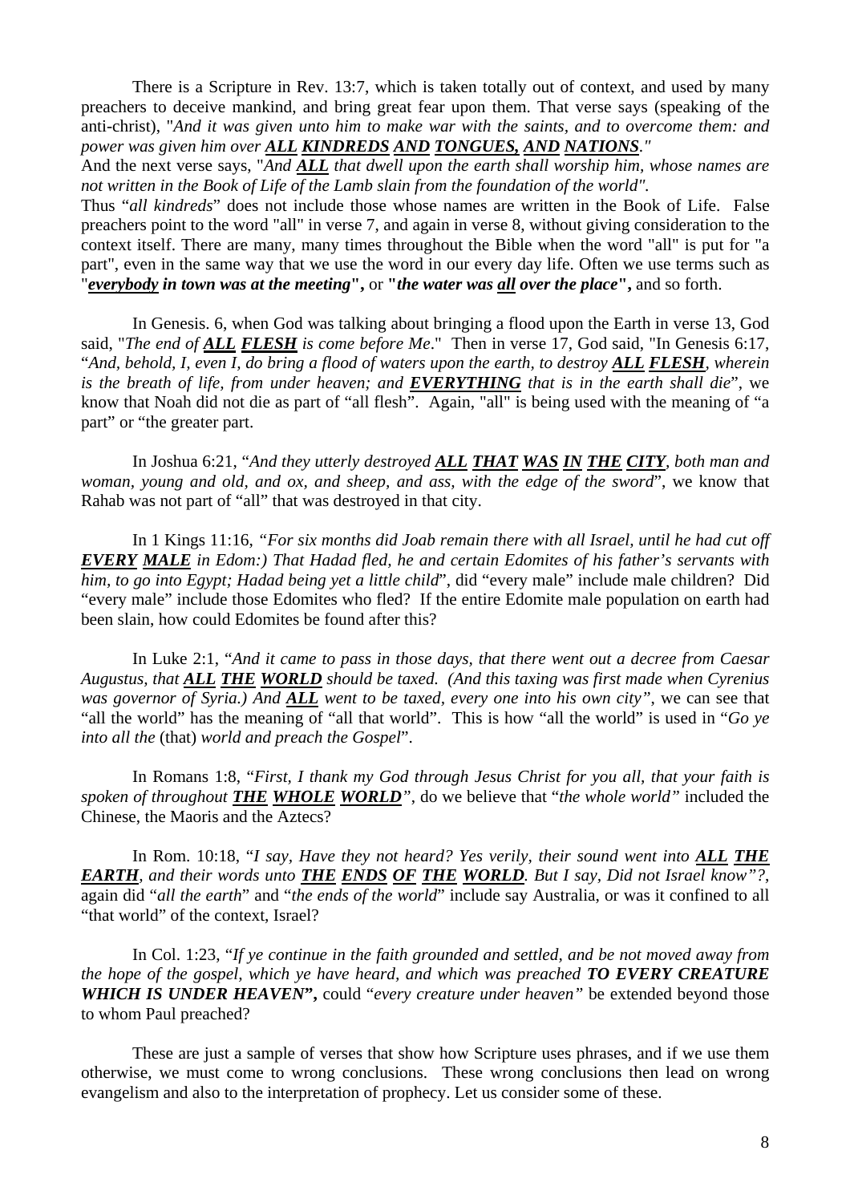There is a Scripture in Rev. 13:7, which is taken totally out of context, and used by many preachers to deceive mankind, and bring great fear upon them. That verse says (speaking of the anti-christ), "*And it was given unto him to make war with the saints, and to overcome them: and power was given him over* ***ALL KINDREDS AND TONGUES, AND NATIONS***."

And the next verse says, "*And* ***ALL*** *that dwell upon the earth shall worship him, whose names are not written in the Book of Life of the Lamb slain from the foundation of the world".*

Thus "*all kindreds*" does not include those whose names are written in the Book of Life. False preachers point to the word "all" in verse 7, and again in verse 8, without giving consideration to the context itself. There are many, many times throughout the Bible when the word "all" is put for "a part", even in the same way that we use the word in our every day life. Often we use terms such as "***everybody in town was at the meeting***"**,** or **"*the water was all over the place*",** and so forth.

In Genesis. 6, when God was talking about bringing a flood upon the Earth in verse 13, God said, "*The end of* ***ALL FLESH*** *is come before Me*." Then in verse 17, God said, "In Genesis 6:17, "*And, behold, I, even I, do bring a flood of waters upon the earth, to destroy* ***ALL FLESH****, wherein is the breath of life, from under heaven; and* ***EVERYTHING*** *that is in the earth shall die*", we know that Noah did not die as part of "all flesh". Again, "all" is being used with the meaning of "a part" or "the greater part.

In Joshua 6:21, "*And they utterly destroyed* ***ALL THAT WAS IN THE CITY****, both man and woman, young and old, and ox, and sheep, and ass, with the edge of the sword*", we know that Rahab was not part of "all" that was destroyed in that city.

In 1 Kings 11:16, *"For six months did Joab remain there with all Israel, until he had cut off* ***EVERY MALE*** *in Edom:) That Hadad fled, he and certain Edomites of his father's servants with him, to go into Egypt; Hadad being yet a little child*", did "every male" include male children? Did "every male" include those Edomites who fled? If the entire Edomite male population on earth had been slain, how could Edomites be found after this?

In Luke 2:1, "*And it came to pass in those days, that there went out a decree from Caesar Augustus, that* ***ALL THE WORLD*** *should be taxed. (And this taxing was first made when Cyrenius was governor of Syria.) And* ***ALL*** *went to be taxed, every one into his own city"*, we can see that "all the world" has the meaning of "all that world". This is how "all the world" is used in "*Go ye into all the* (that) *world and preach the Gospel*".

In Romans 1:8, "*First, I thank my God through Jesus Christ for you all, that your faith is spoken of throughout* ***THE WHOLE WORLD****"*, do we believe that "*the whole world"* included the Chinese, the Maoris and the Aztecs?

In Rom. 10:18, "*I say, Have they not heard? Yes verily, their sound went into* ***ALL THE EARTH****, and their words unto* ***THE ENDS OF THE WORLD****. But I say, Did not Israel know"?*, again did "*all the earth*" and "*the ends of the world*" include say Australia, or was it confined to all "that world" of the context, Israel?

In Col. 1:23, "*If ye continue in the faith grounded and settled, and be not moved away from the hope of the gospel, which ye have heard, and which was preached* ***TO EVERY CREATURE WHICH IS UNDER HEAVEN*"**, could "*every creature under heaven"* be extended beyond those to whom Paul preached?

These are just a sample of verses that show how Scripture uses phrases, and if we use them otherwise, we must come to wrong conclusions. These wrong conclusions then lead on wrong evangelism and also to the interpretation of prophecy. Let us consider some of these.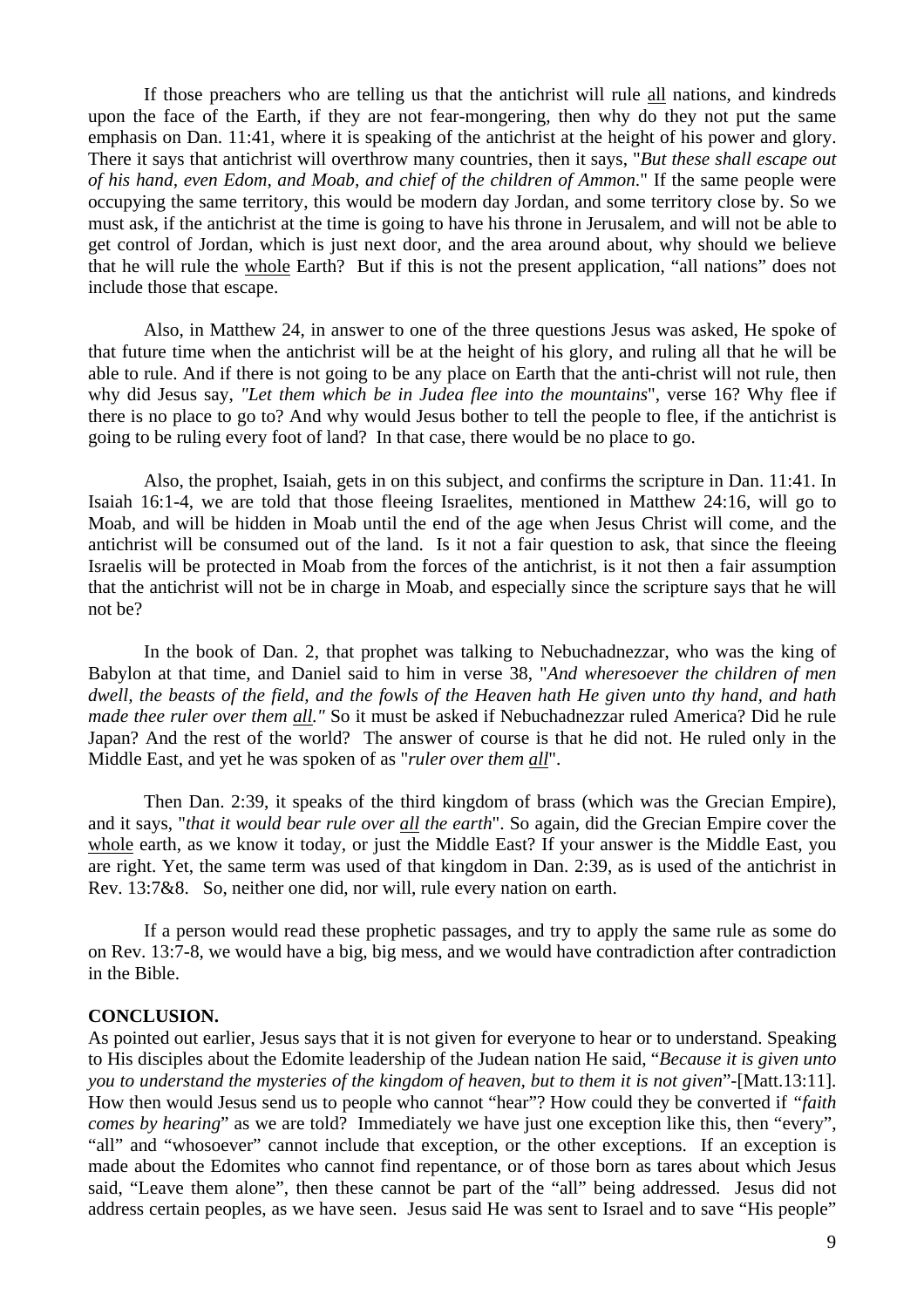If those preachers who are telling us that the antichrist will rule <u>all</u> nations, and kindreds upon the face of the Earth, if they are not fear-mongering, then why do they not put the same emphasis on Dan. 11:41, where it is speaking of the antichrist at the height of his power and glory. There it says that antichrist will overthrow many countries, then it says, "*But these shall escape out of his hand, even Edom, and Moab, and chief of the children of Ammon*." If the same people were occupying the same territory, this would be modern day Jordan, and some territory close by. So we must ask, if the antichrist at the time is going to have his throne in Jerusalem, and will not be able to get control of Jordan, which is just next door, and the area around about, why should we believe that he will rule the <u>whole</u> Earth? But if this is not the present application, "all nations" does not include those that escape.

Also, in Matthew 24, in answer to one of the three questions Jesus was asked, He spoke of that future time when the antichrist will be at the height of his glory, and ruling all that he will be able to rule. And if there is not going to be any place on Earth that the anti-christ will not rule, then why did Jesus say, *"Let them which be in Judea flee into the mountains*", verse 16? Why flee if there is no place to go to? And why would Jesus bother to tell the people to flee, if the antichrist is going to be ruling every foot of land? In that case, there would be no place to go.

Also, the prophet, Isaiah, gets in on this subject, and confirms the scripture in Dan. 11:41. In Isaiah 16:1-4, we are told that those fleeing Israelites, mentioned in Matthew 24:16, will go to Moab, and will be hidden in Moab until the end of the age when Jesus Christ will come, and the antichrist will be consumed out of the land. Is it not a fair question to ask, that since the fleeing Israelis will be protected in Moab from the forces of the antichrist, is it not then a fair assumption that the antichrist will not be in charge in Moab, and especially since the scripture says that he will not be?

In the book of Dan. 2, that prophet was talking to Nebuchadnezzar, who was the king of Babylon at that time, and Daniel said to him in verse 38, "*And wheresoever the children of men dwell, the beasts of the field, and the fowls of the Heaven hath He given unto thy hand, and hath made thee ruler over them <u>all</u>."* So it must be asked if Nebuchadnezzar ruled America? Did he rule Japan? And the rest of the world? The answer of course is that he did not. He ruled only in the Middle East, and yet he was spoken of as "*ruler over them <u>all</u>*".

Then Dan. 2:39, it speaks of the third kingdom of brass (which was the Grecian Empire), and it says, "*that it would bear rule over <u>all</u> the earth*". So again, did the Grecian Empire cover the <u>whole</u> earth, as we know it today, or just the Middle East? If your answer is the Middle East, you are right. Yet, the same term was used of that kingdom in Dan. 2:39, as is used of the antichrist in Rev. 13:7&8. So, neither one did, nor will, rule every nation on earth.

If a person would read these prophetic passages, and try to apply the same rule as some do on Rev. 13:7-8, we would have a big, big mess, and we would have contradiction after contradiction in the Bible.

**CONCLUSION.**

As pointed out earlier, Jesus says that it is not given for everyone to hear or to understand. Speaking to His disciples about the Edomite leadership of the Judean nation He said, "*Because it is given unto you to understand the mysteries of the kingdom of heaven, but to them it is not given*"-[Matt.13:11]. How then would Jesus send us to people who cannot "hear"? How could they be converted if *"faith comes by hearing*" as we are told? Immediately we have just one exception like this, then "every", "all" and "whosoever" cannot include that exception, or the other exceptions. If an exception is made about the Edomites who cannot find repentance, or of those born as tares about which Jesus said, "Leave them alone", then these cannot be part of the "all" being addressed. Jesus did not address certain peoples, as we have seen. Jesus said He was sent to Israel and to save "His people"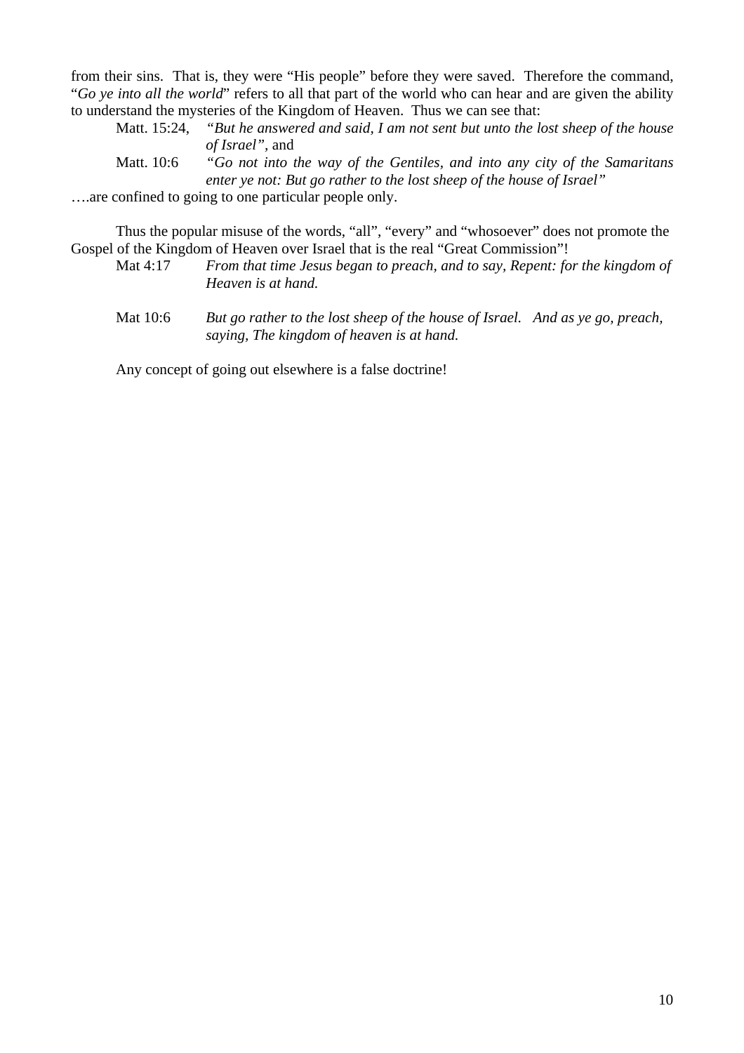from their sins. That is, they were "His people" before they were saved. Therefore the command, "*Go ye into all the world*" refers to all that part of the world who can hear and are given the ability to understand the mysteries of the Kingdom of Heaven. Thus we can see that:

Matt. 15:24, *"But he answered and said, I am not sent but unto the lost sheep of the house of Israel"*, and

Matt. 10:6 *"Go not into the way of the Gentiles, and into any city of the Samaritans enter ye not: But go rather to the lost sheep of the house of Israel"*

….are confined to going to one particular people only.

Thus the popular misuse of the words, "all", "every" and "whosoever" does not promote the Gospel of the Kingdom of Heaven over Israel that is the real "Great Commission"!

Mat 4:17 *From that time Jesus began to preach, and to say, Repent: for the kingdom of Heaven is at hand.*

Mat 10:6 *But go rather to the lost sheep of the house of Israel. And as ye go, preach, saying, The kingdom of heaven is at hand.*

Any concept of going out elsewhere is a false doctrine!